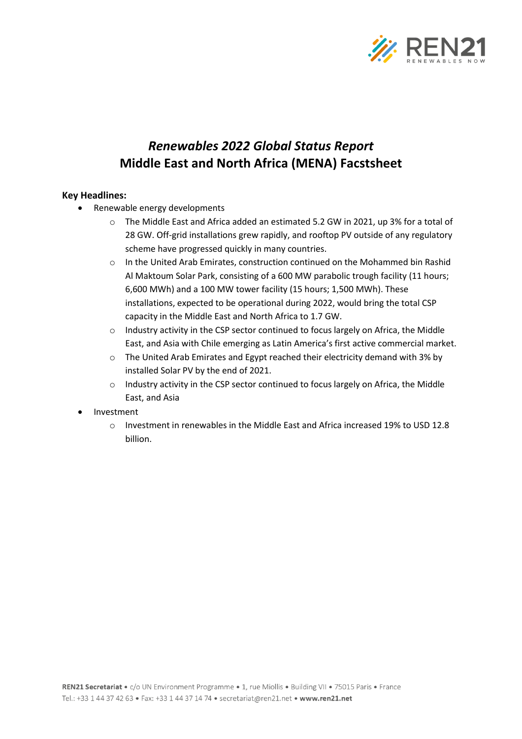# *Renewables 2022 Global Status Report*
# Middle East and North Africa (MENA) Facstsheet

**Key Headlines:**

- Renewable energy developments
  - The Middle East and Africa added an estimated 5.2 GW in 2021, up 3% for a total of 28 GW. Off-grid installations grew rapidly, and rooftop PV outside of any regulatory scheme have progressed quickly in many countries.
  - In the United Arab Emirates, construction continued on the Mohammed bin Rashid Al Maktoum Solar Park, consisting of a 600 MW parabolic trough facility (11 hours; 6,600 MWh) and a 100 MW tower facility (15 hours; 1,500 MWh). These installations, expected to be operational during 2022, would bring the total CSP capacity in the Middle East and North Africa to 1.7 GW.
  - Industry activity in the CSP sector continued to focus largely on Africa, the Middle East, and Asia with Chile emerging as Latin America's first active commercial market.
  - The United Arab Emirates and Egypt reached their electricity demand with 3% by installed Solar PV by the end of 2021.
  - Industry activity in the CSP sector continued to focus largely on Africa, the Middle East, and Asia
- Investment
  - Investment in renewables in the Middle East and Africa increased 19% to USD 12.8 billion.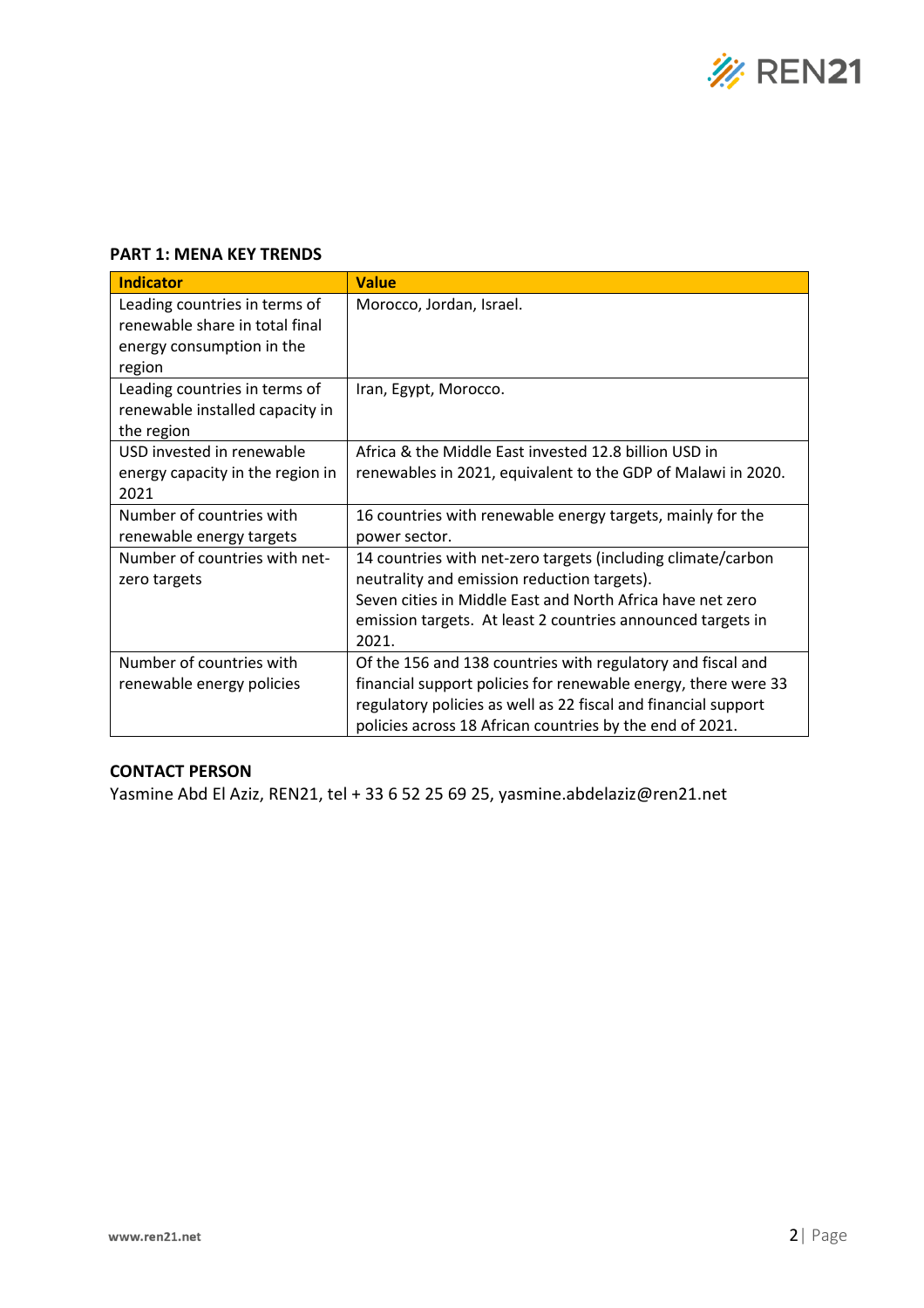**PART 1: MENA KEY TRENDS**

| Indicator | Value |
|---|---|
| Leading countries in terms of renewable share in total final energy consumption in the region | Morocco, Jordan, Israel. |
| Leading countries in terms of renewable installed capacity in the region | Iran, Egypt, Morocco. |
| USD invested in renewable energy capacity in the region in 2021 | Africa & the Middle East invested 12.8 billion USD in renewables in 2021, equivalent to the GDP of Malawi in 2020. |
| Number of countries with renewable energy targets | 16 countries with renewable energy targets, mainly for the power sector. |
| Number of countries with net-zero targets | 14 countries with net-zero targets (including climate/carbon neutrality and emission reduction targets).<br>Seven cities in Middle East and North Africa have net zero emission targets. At least 2 countries announced targets in 2021. |
| Number of countries with renewable energy policies | Of the 156 and 138 countries with regulatory and fiscal and financial support policies for renewable energy, there were 33 regulatory policies as well as 22 fiscal and financial support policies across 18 African countries by the end of 2021. |

**CONTACT PERSON**

Yasmine Abd El Aziz, REN21, tel + 33 6 52 25 69 25, yasmine.abdelaziz@ren21.net